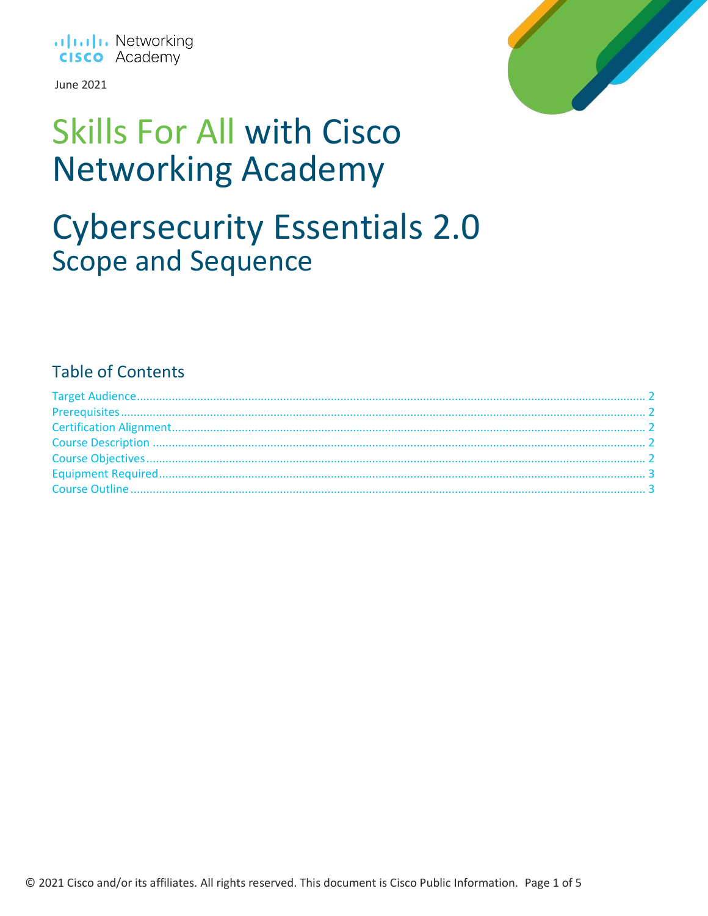Networking Academy

June 2021

# Skills For All with Cisco Networking Academy

# Cybersecurity Essentials 2.0
## Scope and Sequence

## Table of Contents

- Target Audience ..... 2
- Prerequisites ..... 2
- Certification Alignment ..... 2
- Course Description ..... 2
- Course Objectives ..... 2
- Equipment Required ..... 3
- Course Outline ..... 3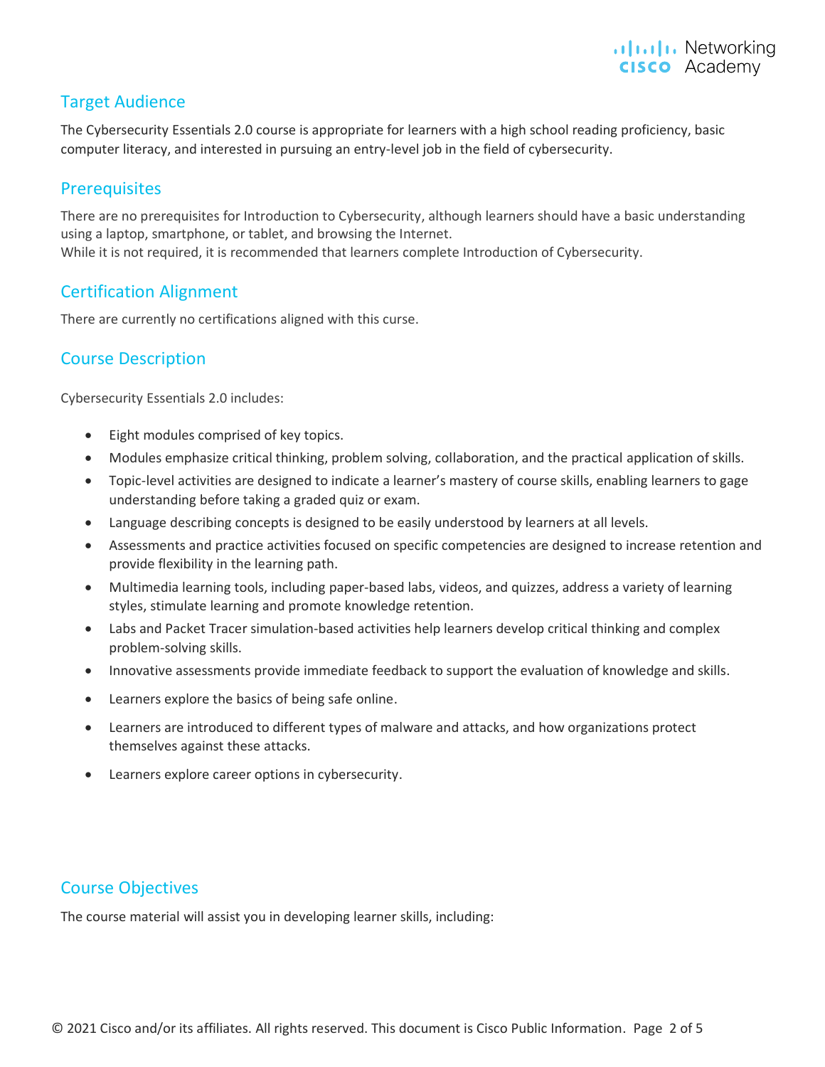## Target Audience

The Cybersecurity Essentials 2.0 course is appropriate for learners with a high school reading proficiency, basic computer literacy, and interested in pursuing an entry-level job in the field of cybersecurity.

## Prerequisites

There are no prerequisites for Introduction to Cybersecurity, although learners should have a basic understanding using a laptop, smartphone, or tablet, and browsing the Internet.
While it is not required, it is recommended that learners complete Introduction of Cybersecurity.

## Certification Alignment

There are currently no certifications aligned with this curse.

## Course Description

Cybersecurity Essentials 2.0 includes:

- Eight modules comprised of key topics.
- Modules emphasize critical thinking, problem solving, collaboration, and the practical application of skills.
- Topic-level activities are designed to indicate a learner's mastery of course skills, enabling learners to gage understanding before taking a graded quiz or exam.
- Language describing concepts is designed to be easily understood by learners at all levels.
- Assessments and practice activities focused on specific competencies are designed to increase retention and provide flexibility in the learning path.
- Multimedia learning tools, including paper-based labs, videos, and quizzes, address a variety of learning styles, stimulate learning and promote knowledge retention.
- Labs and Packet Tracer simulation-based activities help learners develop critical thinking and complex problem-solving skills.
- Innovative assessments provide immediate feedback to support the evaluation of knowledge and skills.
- Learners explore the basics of being safe online.
- Learners are introduced to different types of malware and attacks, and how organizations protect themselves against these attacks.
- Learners explore career options in cybersecurity.

## Course Objectives

The course material will assist you in developing learner skills, including: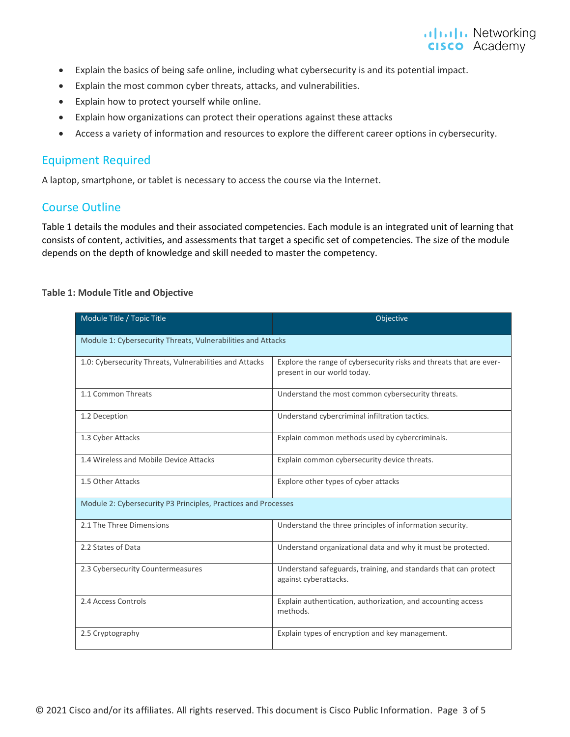- Explain the basics of being safe online, including what cybersecurity is and its potential impact.
- Explain the most common cyber threats, attacks, and vulnerabilities.
- Explain how to protect yourself while online.
- Explain how organizations can protect their operations against these attacks
- Access a variety of information and resources to explore the different career options in cybersecurity.

## Equipment Required

A laptop, smartphone, or tablet is necessary to access the course via the Internet.

## Course Outline

Table 1 details the modules and their associated competencies. Each module is an integrated unit of learning that consists of content, activities, and assessments that target a specific set of competencies. The size of the module depends on the depth of knowledge and skill needed to master the competency.

**Table 1: Module Title and Objective**

| Module Title / Topic Title | Objective |
|---|---|
| Module 1: Cybersecurity Threats, Vulnerabilities and Attacks | |
| 1.0: Cybersecurity Threats, Vulnerabilities and Attacks | Explore the range of cybersecurity risks and threats that are ever-present in our world today. |
| 1.1 Common Threats | Understand the most common cybersecurity threats. |
| 1.2 Deception | Understand cybercriminal infiltration tactics. |
| 1.3 Cyber Attacks | Explain common methods used by cybercriminals. |
| 1.4 Wireless and Mobile Device Attacks | Explain common cybersecurity device threats. |
| 1.5 Other Attacks | Explore other types of cyber attacks |
| Module 2: Cybersecurity P3 Principles, Practices and Processes | |
| 2.1 The Three Dimensions | Understand the three principles of information security. |
| 2.2 States of Data | Understand organizational data and why it must be protected. |
| 2.3 Cybersecurity Countermeasures | Understand safeguards, training, and standards that can protect against cyberattacks. |
| 2.4 Access Controls | Explain authentication, authorization, and accounting access methods. |
| 2.5 Cryptography | Explain types of encryption and key management. |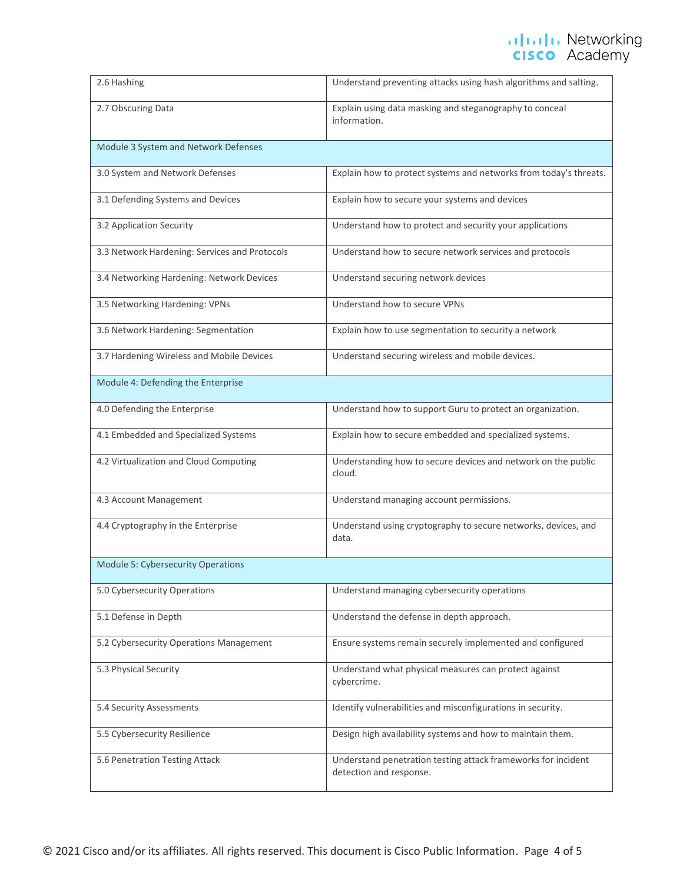| | |
|---|---|
| 2.6 Hashing | Understand preventing attacks using hash algorithms and salting. |
| 2.7 Obscuring Data | Explain using data masking and steganography to conceal information. |
| Module 3 System and Network Defenses | |
| 3.0 System and Network Defenses | Explain how to protect systems and networks from today's threats. |
| 3.1 Defending Systems and Devices | Explain how to secure your systems and devices |
| 3.2 Application Security | Understand how to protect and security your applications |
| 3.3 Network Hardening: Services and Protocols | Understand how to secure network services and protocols |
| 3.4 Networking Hardening: Network Devices | Understand securing network devices |
| 3.5 Networking Hardening: VPNs | Understand how to secure VPNs |
| 3.6 Network Hardening: Segmentation | Explain how to use segmentation to security a network |
| 3.7 Hardening Wireless and Mobile Devices | Understand securing wireless and mobile devices. |
| Module 4: Defending the Enterprise | |
| 4.0 Defending the Enterprise | Understand how to support Guru to protect an organization. |
| 4.1 Embedded and Specialized Systems | Explain how to secure embedded and specialized systems. |
| 4.2 Virtualization and Cloud Computing | Understanding how to secure devices and network on the public cloud. |
| 4.3 Account Management | Understand managing account permissions. |
| 4.4 Cryptography in the Enterprise | Understand using cryptography to secure networks, devices, and data. |
| Module 5: Cybersecurity Operations | |
| 5.0 Cybersecurity Operations | Understand managing cybersecurity operations |
| 5.1 Defense in Depth | Understand the defense in depth approach. |
| 5.2 Cybersecurity Operations Management | Ensure systems remain securely implemented and configured |
| 5.3 Physical Security | Understand what physical measures can protect against cybercrime. |
| 5.4 Security Assessments | Identify vulnerabilities and misconfigurations in security. |
| 5.5 Cybersecurity Resilience | Design high availability systems and how to maintain them. |
| 5.6 Penetration Testing Attack | Understand penetration testing attack frameworks for incident detection and response. |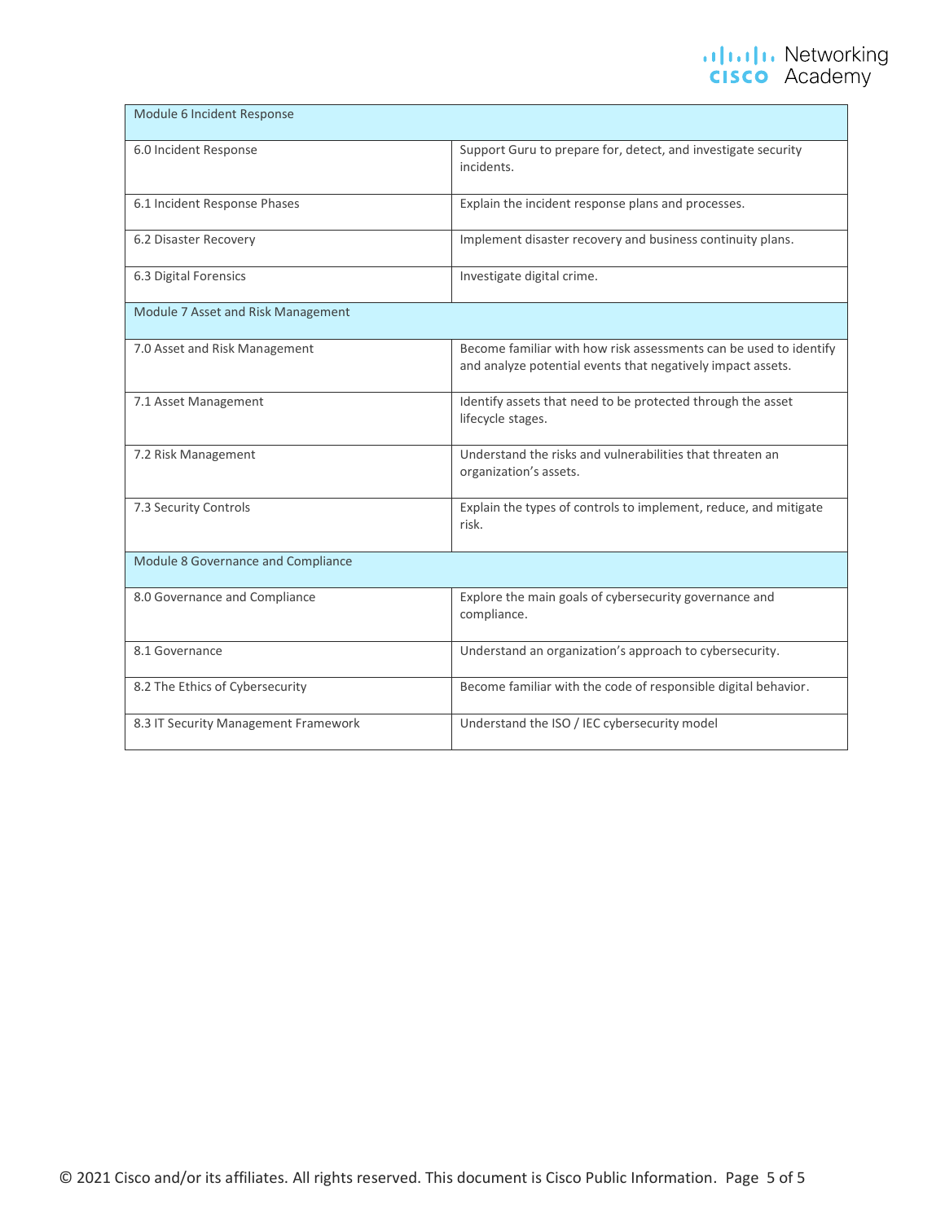| | |
|---|---|
| Module 6 Incident Response | |
| 6.0 Incident Response | Support Guru to prepare for, detect, and investigate security incidents. |
| 6.1 Incident Response Phases | Explain the incident response plans and processes. |
| 6.2 Disaster Recovery | Implement disaster recovery and business continuity plans. |
| 6.3 Digital Forensics | Investigate digital crime. |
| Module 7 Asset and Risk Management | |
| 7.0 Asset and Risk Management | Become familiar with how risk assessments can be used to identify and analyze potential events that negatively impact assets. |
| 7.1 Asset Management | Identify assets that need to be protected through the asset lifecycle stages. |
| 7.2 Risk Management | Understand the risks and vulnerabilities that threaten an organization's assets. |
| 7.3 Security Controls | Explain the types of controls to implement, reduce, and mitigate risk. |
| Module 8 Governance and Compliance | |
| 8.0 Governance and Compliance | Explore the main goals of cybersecurity governance and compliance. |
| 8.1 Governance | Understand an organization's approach to cybersecurity. |
| 8.2 The Ethics of Cybersecurity | Become familiar with the code of responsible digital behavior. |
| 8.3 IT Security Management Framework | Understand the ISO / IEC cybersecurity model |